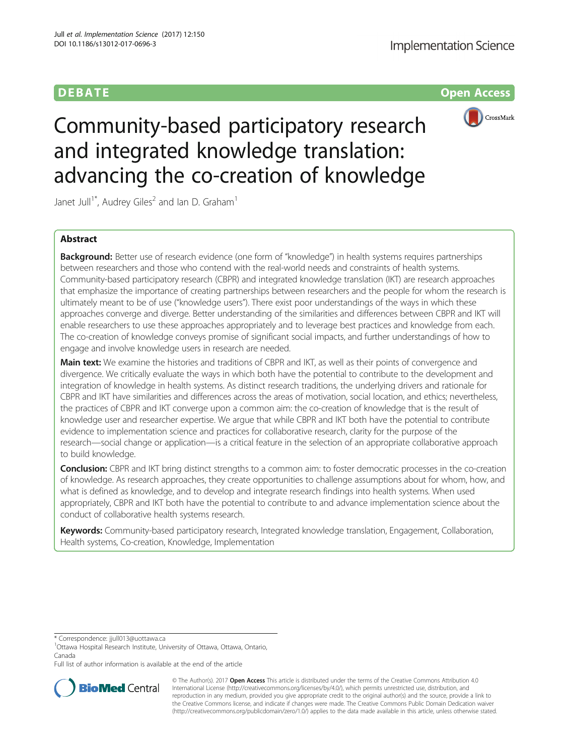DEBATE Open Access

# Community-based participatory research and integrated knowledge translation: advancing the co-creation of knowledge

Janet Jull[1*], Audrey Giles[2] and Ian D. Graham[1]

## Abstract

**Background:** Better use of research evidence (one form of "knowledge") in health systems requires partnerships between researchers and those who contend with the real-world needs and constraints of health systems. Community-based participatory research (CBPR) and integrated knowledge translation (IKT) are research approaches that emphasize the importance of creating partnerships between researchers and the people for whom the research is ultimately meant to be of use ("knowledge users"). There exist poor understandings of the ways in which these approaches converge and diverge. Better understanding of the similarities and differences between CBPR and IKT will enable researchers to use these approaches appropriately and to leverage best practices and knowledge from each. The co-creation of knowledge conveys promise of significant social impacts, and further understandings of how to engage and involve knowledge users in research are needed.

**Main text:** We examine the histories and traditions of CBPR and IKT, as well as their points of convergence and divergence. We critically evaluate the ways in which both have the potential to contribute to the development and integration of knowledge in health systems. As distinct research traditions, the underlying drivers and rationale for CBPR and IKT have similarities and differences across the areas of motivation, social location, and ethics; nevertheless, the practices of CBPR and IKT converge upon a common aim: the co-creation of knowledge that is the result of knowledge user and researcher expertise. We argue that while CBPR and IKT both have the potential to contribute evidence to implementation science and practices for collaborative research, clarity for the purpose of the research—social change or application—is a critical feature in the selection of an appropriate collaborative approach to build knowledge.

**Conclusion:** CBPR and IKT bring distinct strengths to a common aim: to foster democratic processes in the co-creation of knowledge. As research approaches, they create opportunities to challenge assumptions about for whom, how, and what is defined as knowledge, and to develop and integrate research findings into health systems. When used appropriately, CBPR and IKT both have the potential to contribute to and advance implementation science about the conduct of collaborative health systems research.

**Keywords:** Community-based participatory research, Integrated knowledge translation, Engagement, Collaboration, Health systems, Co-creation, Knowledge, Implementation

\* Correspondence: jjull013@uottawa.ca
[1]Ottawa Hospital Research Institute, University of Ottawa, Ottawa, Ontario, Canada
Full list of author information is available at the end of the article

© The Author(s). 2017 **Open Access** This article is distributed under the terms of the Creative Commons Attribution 4.0 International License (http://creativecommons.org/licenses/by/4.0/), which permits unrestricted use, distribution, and reproduction in any medium, provided you give appropriate credit to the original author(s) and the source, provide a link to the Creative Commons license, and indicate if changes were made. The Creative Commons Public Domain Dedication waiver (http://creativecommons.org/publicdomain/zero/1.0/) applies to the data made available in this article, unless otherwise stated.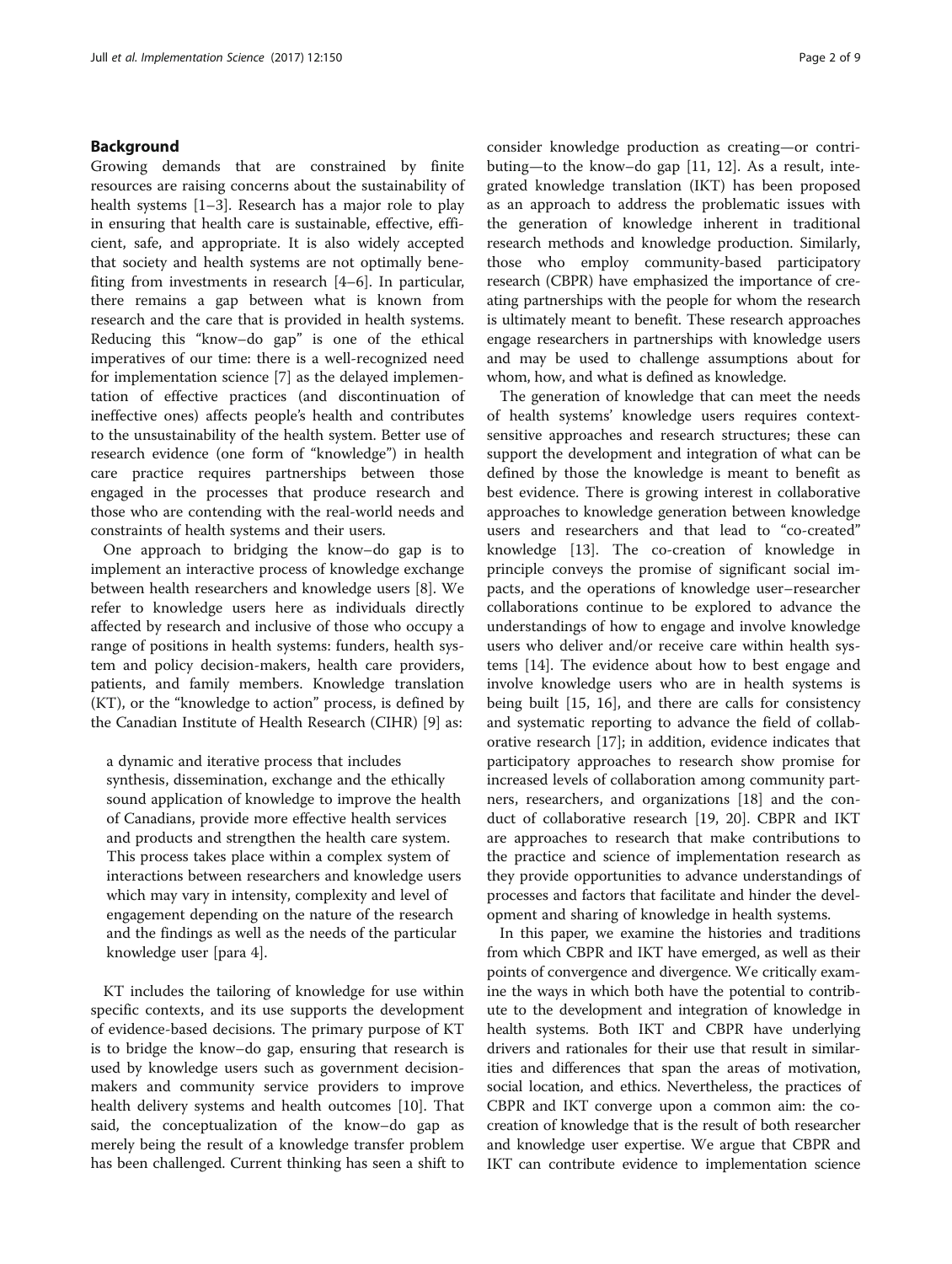## Background

Growing demands that are constrained by finite resources are raising concerns about the sustainability of health systems [1–3]. Research has a major role to play in ensuring that health care is sustainable, effective, efficient, safe, and appropriate. It is also widely accepted that society and health systems are not optimally benefiting from investments in research [4–6]. In particular, there remains a gap between what is known from research and the care that is provided in health systems. Reducing this "know–do gap" is one of the ethical imperatives of our time: there is a well-recognized need for implementation science [7] as the delayed implementation of effective practices (and discontinuation of ineffective ones) affects people's health and contributes to the unsustainability of the health system. Better use of research evidence (one form of "knowledge") in health care practice requires partnerships between those engaged in the processes that produce research and those who are contending with the real-world needs and constraints of health systems and their users.

One approach to bridging the know–do gap is to implement an interactive process of knowledge exchange between health researchers and knowledge users [8]. We refer to knowledge users here as individuals directly affected by research and inclusive of those who occupy a range of positions in health systems: funders, health system and policy decision-makers, health care providers, patients, and family members. Knowledge translation (KT), or the "knowledge to action" process, is defined by the Canadian Institute of Health Research (CIHR) [9] as:

> a dynamic and iterative process that includes synthesis, dissemination, exchange and the ethically sound application of knowledge to improve the health of Canadians, provide more effective health services and products and strengthen the health care system. This process takes place within a complex system of interactions between researchers and knowledge users which may vary in intensity, complexity and level of engagement depending on the nature of the research and the findings as well as the needs of the particular knowledge user [para 4].

KT includes the tailoring of knowledge for use within specific contexts, and its use supports the development of evidence-based decisions. The primary purpose of KT is to bridge the know–do gap, ensuring that research is used by knowledge users such as government decision-makers and community service providers to improve health delivery systems and health outcomes [10]. That said, the conceptualization of the know–do gap as merely being the result of a knowledge transfer problem has been challenged. Current thinking has seen a shift to consider knowledge production as creating—or contributing—to the know–do gap [11, 12]. As a result, integrated knowledge translation (IKT) has been proposed as an approach to address the problematic issues with the generation of knowledge inherent in traditional research methods and knowledge production. Similarly, those who employ community-based participatory research (CBPR) have emphasized the importance of creating partnerships with the people for whom the research is ultimately meant to benefit. These research approaches engage researchers in partnerships with knowledge users and may be used to challenge assumptions about for whom, how, and what is defined as knowledge.

The generation of knowledge that can meet the needs of health systems' knowledge users requires context-sensitive approaches and research structures; these can support the development and integration of what can be defined by those the knowledge is meant to benefit as best evidence. There is growing interest in collaborative approaches to knowledge generation between knowledge users and researchers and that lead to "co-created" knowledge [13]. The co-creation of knowledge in principle conveys the promise of significant social impacts, and the operations of knowledge user–researcher collaborations continue to be explored to advance the understandings of how to engage and involve knowledge users who deliver and/or receive care within health systems [14]. The evidence about how to best engage and involve knowledge users who are in health systems is being built [15, 16], and there are calls for consistency and systematic reporting to advance the field of collaborative research [17]; in addition, evidence indicates that participatory approaches to research show promise for increased levels of collaboration among community partners, researchers, and organizations [18] and the conduct of collaborative research [19, 20]. CBPR and IKT are approaches to research that make contributions to the practice and science of implementation research as they provide opportunities to advance understandings of processes and factors that facilitate and hinder the development and sharing of knowledge in health systems.

In this paper, we examine the histories and traditions from which CBPR and IKT have emerged, as well as their points of convergence and divergence. We critically examine the ways in which both have the potential to contribute to the development and integration of knowledge in health systems. Both IKT and CBPR have underlying drivers and rationales for their use that result in similarities and differences that span the areas of motivation, social location, and ethics. Nevertheless, the practices of CBPR and IKT converge upon a common aim: the co-creation of knowledge that is the result of both researcher and knowledge user expertise. We argue that CBPR and IKT can contribute evidence to implementation science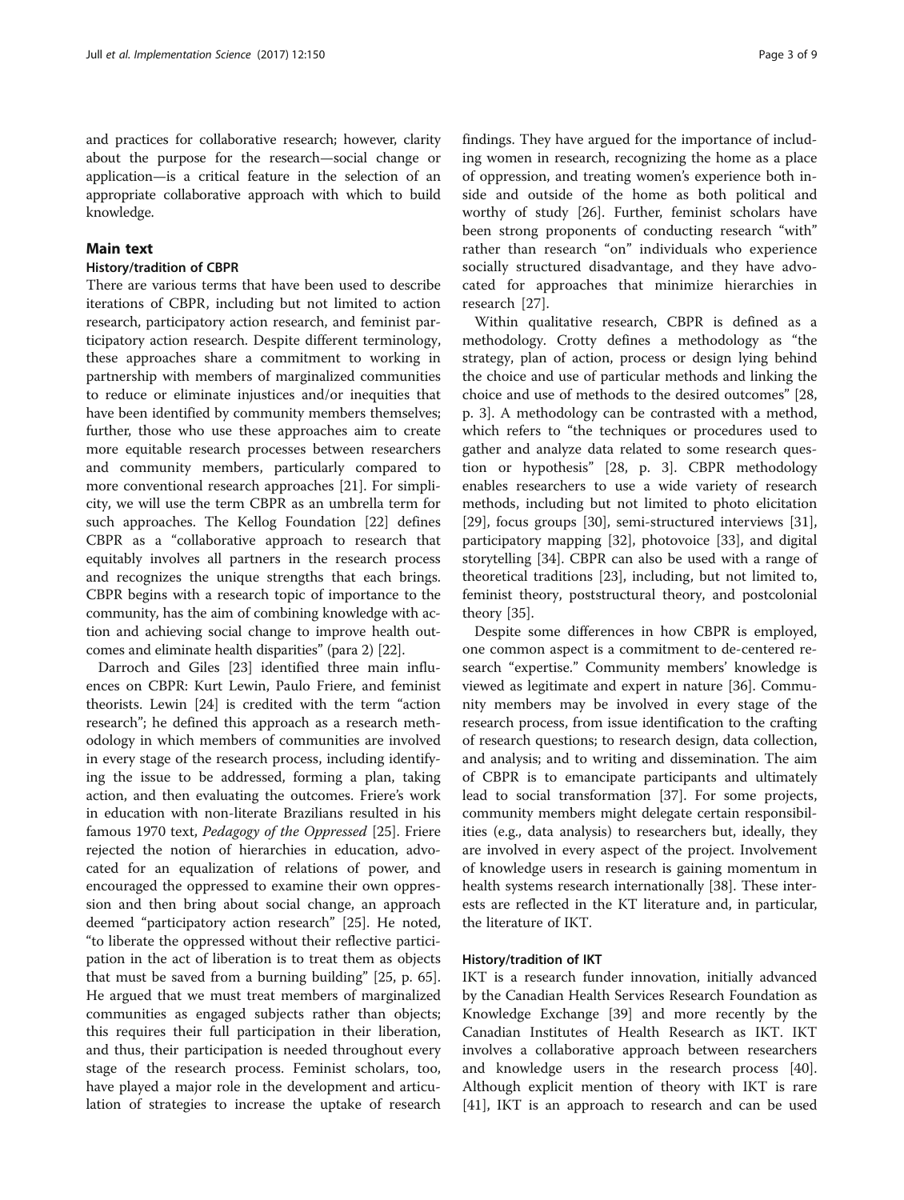and practices for collaborative research; however, clarity about the purpose for the research—social change or application—is a critical feature in the selection of an appropriate collaborative approach with which to build knowledge.

## Main text

### History/tradition of CBPR

There are various terms that have been used to describe iterations of CBPR, including but not limited to action research, participatory action research, and feminist participatory action research. Despite different terminology, these approaches share a commitment to working in partnership with members of marginalized communities to reduce or eliminate injustices and/or inequities that have been identified by community members themselves; further, those who use these approaches aim to create more equitable research processes between researchers and community members, particularly compared to more conventional research approaches [21]. For simplicity, we will use the term CBPR as an umbrella term for such approaches. The Kellog Foundation [22] defines CBPR as a "collaborative approach to research that equitably involves all partners in the research process and recognizes the unique strengths that each brings. CBPR begins with a research topic of importance to the community, has the aim of combining knowledge with action and achieving social change to improve health outcomes and eliminate health disparities" (para 2) [22].

Darroch and Giles [23] identified three main influences on CBPR: Kurt Lewin, Paulo Friere, and feminist theorists. Lewin [24] is credited with the term "action research"; he defined this approach as a research methodology in which members of communities are involved in every stage of the research process, including identifying the issue to be addressed, forming a plan, taking action, and then evaluating the outcomes. Friere's work in education with non-literate Brazilians resulted in his famous 1970 text, *Pedagogy of the Oppressed* [25]. Friere rejected the notion of hierarchies in education, advocated for an equalization of relations of power, and encouraged the oppressed to examine their own oppression and then bring about social change, an approach deemed "participatory action research" [25]. He noted, "to liberate the oppressed without their reflective participation in the act of liberation is to treat them as objects that must be saved from a burning building" [25, p. 65]. He argued that we must treat members of marginalized communities as engaged subjects rather than objects; this requires their full participation in their liberation, and thus, their participation is needed throughout every stage of the research process. Feminist scholars, too, have played a major role in the development and articulation of strategies to increase the uptake of research findings. They have argued for the importance of including women in research, recognizing the home as a place of oppression, and treating women's experience both inside and outside of the home as both political and worthy of study [26]. Further, feminist scholars have been strong proponents of conducting research "with" rather than research "on" individuals who experience socially structured disadvantage, and they have advocated for approaches that minimize hierarchies in research [27].

Within qualitative research, CBPR is defined as a methodology. Crotty defines a methodology as "the strategy, plan of action, process or design lying behind the choice and use of particular methods and linking the choice and use of methods to the desired outcomes" [28, p. 3]. A methodology can be contrasted with a method, which refers to "the techniques or procedures used to gather and analyze data related to some research question or hypothesis" [28, p. 3]. CBPR methodology enables researchers to use a wide variety of research methods, including but not limited to photo elicitation [29], focus groups [30], semi-structured interviews [31], participatory mapping [32], photovoice [33], and digital storytelling [34]. CBPR can also be used with a range of theoretical traditions [23], including, but not limited to, feminist theory, poststructural theory, and postcolonial theory [35].

Despite some differences in how CBPR is employed, one common aspect is a commitment to de-centered research "expertise." Community members' knowledge is viewed as legitimate and expert in nature [36]. Community members may be involved in every stage of the research process, from issue identification to the crafting of research questions; to research design, data collection, and analysis; and to writing and dissemination. The aim of CBPR is to emancipate participants and ultimately lead to social transformation [37]. For some projects, community members might delegate certain responsibilities (e.g., data analysis) to researchers but, ideally, they are involved in every aspect of the project. Involvement of knowledge users in research is gaining momentum in health systems research internationally [38]. These interests are reflected in the KT literature and, in particular, the literature of IKT.

### History/tradition of IKT

IKT is a research funder innovation, initially advanced by the Canadian Health Services Research Foundation as Knowledge Exchange [39] and more recently by the Canadian Institutes of Health Research as IKT. IKT involves a collaborative approach between researchers and knowledge users in the research process [40]. Although explicit mention of theory with IKT is rare [41], IKT is an approach to research and can be used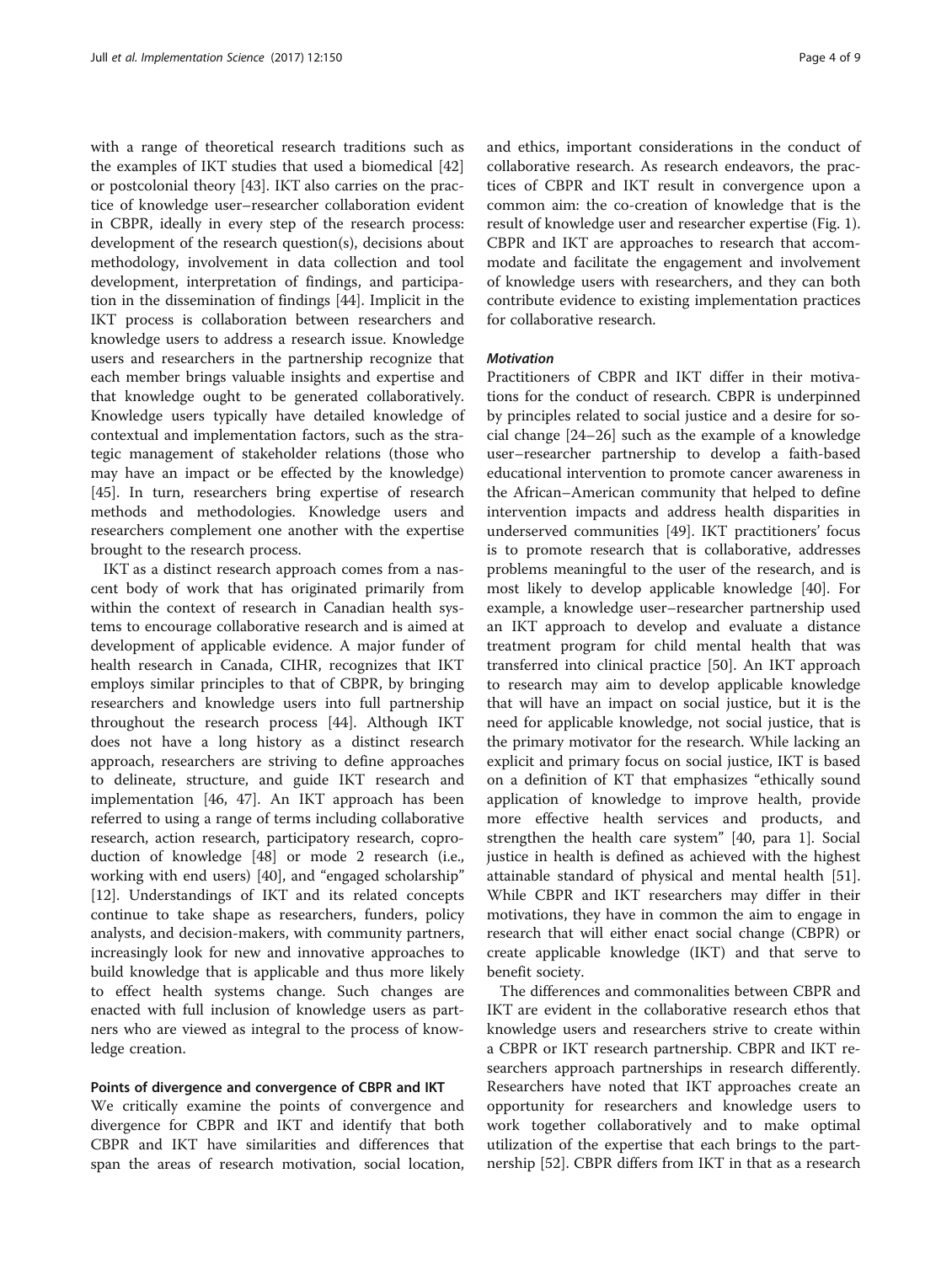with a range of theoretical research traditions such as the examples of IKT studies that used a biomedical [42] or postcolonial theory [43]. IKT also carries on the practice of knowledge user–researcher collaboration evident in CBPR, ideally in every step of the research process: development of the research question(s), decisions about methodology, involvement in data collection and tool development, interpretation of findings, and participation in the dissemination of findings [44]. Implicit in the IKT process is collaboration between researchers and knowledge users to address a research issue. Knowledge users and researchers in the partnership recognize that each member brings valuable insights and expertise and that knowledge ought to be generated collaboratively. Knowledge users typically have detailed knowledge of contextual and implementation factors, such as the strategic management of stakeholder relations (those who may have an impact or be effected by the knowledge) [45]. In turn, researchers bring expertise of research methods and methodologies. Knowledge users and researchers complement one another with the expertise brought to the research process.

IKT as a distinct research approach comes from a nascent body of work that has originated primarily from within the context of research in Canadian health systems to encourage collaborative research and is aimed at development of applicable evidence. A major funder of health research in Canada, CIHR, recognizes that IKT employs similar principles to that of CBPR, by bringing researchers and knowledge users into full partnership throughout the research process [44]. Although IKT does not have a long history as a distinct research approach, researchers are striving to define approaches to delineate, structure, and guide IKT research and implementation [46, 47]. An IKT approach has been referred to using a range of terms including collaborative research, action research, participatory research, coproduction of knowledge [48] or mode 2 research (i.e., working with end users) [40], and "engaged scholarship" [12]. Understandings of IKT and its related concepts continue to take shape as researchers, funders, policy analysts, and decision-makers, with community partners, increasingly look for new and innovative approaches to build knowledge that is applicable and thus more likely to effect health systems change. Such changes are enacted with full inclusion of knowledge users as partners who are viewed as integral to the process of knowledge creation.

## Points of divergence and convergence of CBPR and IKT

We critically examine the points of convergence and divergence for CBPR and IKT and identify that both CBPR and IKT have similarities and differences that span the areas of research motivation, social location, and ethics, important considerations in the conduct of collaborative research. As research endeavors, the practices of CBPR and IKT result in convergence upon a common aim: the co-creation of knowledge that is the result of knowledge user and researcher expertise (Fig. 1). CBPR and IKT are approaches to research that accommodate and facilitate the engagement and involvement of knowledge users with researchers, and they can both contribute evidence to existing implementation practices for collaborative research.

### *Motivation*

Practitioners of CBPR and IKT differ in their motivations for the conduct of research. CBPR is underpinned by principles related to social justice and a desire for social change [24–26] such as the example of a knowledge user–researcher partnership to develop a faith-based educational intervention to promote cancer awareness in the African–American community that helped to define intervention impacts and address health disparities in underserved communities [49]. IKT practitioners' focus is to promote research that is collaborative, addresses problems meaningful to the user of the research, and is most likely to develop applicable knowledge [40]. For example, a knowledge user–researcher partnership used an IKT approach to develop and evaluate a distance treatment program for child mental health that was transferred into clinical practice [50]. An IKT approach to research may aim to develop applicable knowledge that will have an impact on social justice, but it is the need for applicable knowledge, not social justice, that is the primary motivator for the research. While lacking an explicit and primary focus on social justice, IKT is based on a definition of KT that emphasizes "ethically sound application of knowledge to improve health, provide more effective health services and products, and strengthen the health care system" [40, para 1]. Social justice in health is defined as achieved with the highest attainable standard of physical and mental health [51]. While CBPR and IKT researchers may differ in their motivations, they have in common the aim to engage in research that will either enact social change (CBPR) or create applicable knowledge (IKT) and that serve to benefit society.

The differences and commonalities between CBPR and IKT are evident in the collaborative research ethos that knowledge users and researchers strive to create within a CBPR or IKT research partnership. CBPR and IKT researchers approach partnerships in research differently. Researchers have noted that IKT approaches create an opportunity for researchers and knowledge users to work together collaboratively and to make optimal utilization of the expertise that each brings to the partnership [52]. CBPR differs from IKT in that as a research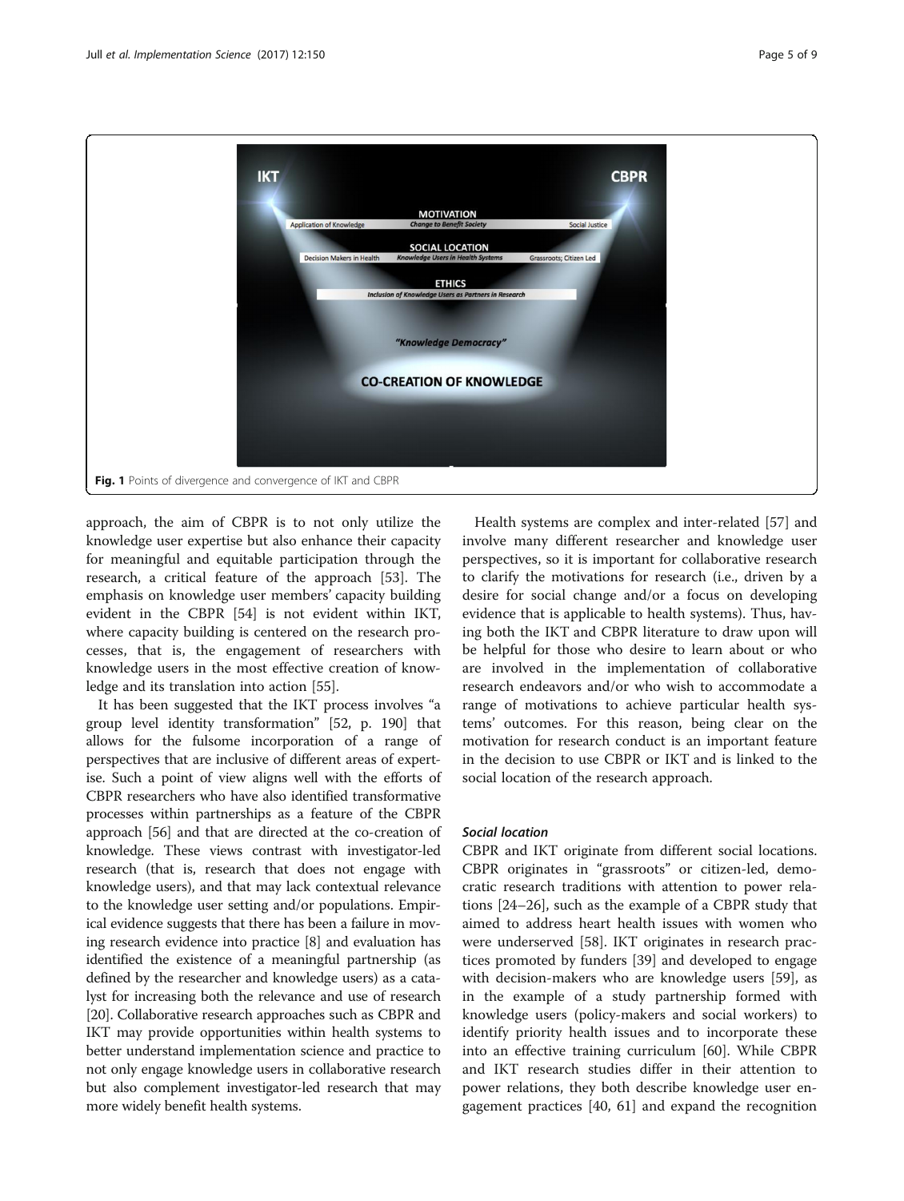Fig. 1 Points of divergence and convergence of IKT and CBPR

approach, the aim of CBPR is to not only utilize the knowledge user expertise but also enhance their capacity for meaningful and equitable participation through the research, a critical feature of the approach [53]. The emphasis on knowledge user members' capacity building evident in the CBPR [54] is not evident within IKT, where capacity building is centered on the research processes, that is, the engagement of researchers with knowledge users in the most effective creation of knowledge and its translation into action [55].

It has been suggested that the IKT process involves "a group level identity transformation" [52, p. 190] that allows for the fulsome incorporation of a range of perspectives that are inclusive of different areas of expertise. Such a point of view aligns well with the efforts of CBPR researchers who have also identified transformative processes within partnerships as a feature of the CBPR approach [56] and that are directed at the co-creation of knowledge. These views contrast with investigator-led research (that is, research that does not engage with knowledge users), and that may lack contextual relevance to the knowledge user setting and/or populations. Empirical evidence suggests that there has been a failure in moving research evidence into practice [8] and evaluation has identified the existence of a meaningful partnership (as defined by the researcher and knowledge users) as a catalyst for increasing both the relevance and use of research [20]. Collaborative research approaches such as CBPR and IKT may provide opportunities within health systems to better understand implementation science and practice to not only engage knowledge users in collaborative research but also complement investigator-led research that may more widely benefit health systems.

Health systems are complex and inter-related [57] and involve many different researcher and knowledge user perspectives, so it is important for collaborative research to clarify the motivations for research (i.e., driven by a desire for social change and/or a focus on developing evidence that is applicable to health systems). Thus, having both the IKT and CBPR literature to draw upon will be helpful for those who desire to learn about or who are involved in the implementation of collaborative research endeavors and/or who wish to accommodate a range of motivations to achieve particular health systems' outcomes. For this reason, being clear on the motivation for research conduct is an important feature in the decision to use CBPR or IKT and is linked to the social location of the research approach.

### *Social location*

CBPR and IKT originate from different social locations. CBPR originates in "grassroots" or citizen-led, democratic research traditions with attention to power relations [24–26], such as the example of a CBPR study that aimed to address heart health issues with women who were underserved [58]. IKT originates in research practices promoted by funders [39] and developed to engage with decision-makers who are knowledge users [59], as in the example of a study partnership formed with knowledge users (policy-makers and social workers) to identify priority health issues and to incorporate these into an effective training curriculum [60]. While CBPR and IKT research studies differ in their attention to power relations, they both describe knowledge user engagement practices [40, 61] and expand the recognition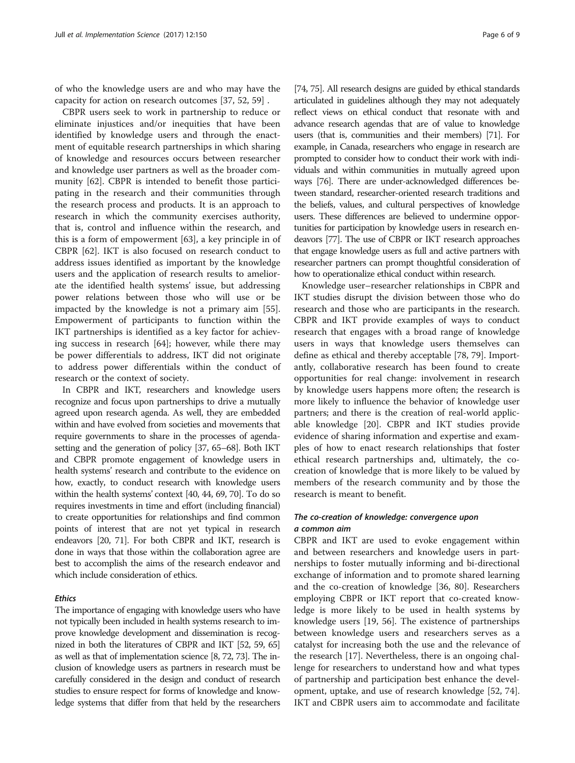of who the knowledge users are and who may have the capacity for action on research outcomes [37, 52, 59] .

CBPR users seek to work in partnership to reduce or eliminate injustices and/or inequities that have been identified by knowledge users and through the enactment of equitable research partnerships in which sharing of knowledge and resources occurs between researcher and knowledge user partners as well as the broader community [62]. CBPR is intended to benefit those participating in the research and their communities through the research process and products. It is an approach to research in which the community exercises authority, that is, control and influence within the research, and this is a form of empowerment [63], a key principle in of CBPR [62]. IKT is also focused on research conduct to address issues identified as important by the knowledge users and the application of research results to ameliorate the identified health systems' issue, but addressing power relations between those who will use or be impacted by the knowledge is not a primary aim [55]. Empowerment of participants to function within the IKT partnerships is identified as a key factor for achieving success in research [64]; however, while there may be power differentials to address, IKT did not originate to address power differentials within the conduct of research or the context of society.

In CBPR and IKT, researchers and knowledge users recognize and focus upon partnerships to drive a mutually agreed upon research agenda. As well, they are embedded within and have evolved from societies and movements that require governments to share in the processes of agenda-setting and the generation of policy [37, 65–68]. Both IKT and CBPR promote engagement of knowledge users in health systems' research and contribute to the evidence on how, exactly, to conduct research with knowledge users within the health systems' context [40, 44, 69, 70]. To do so requires investments in time and effort (including financial) to create opportunities for relationships and find common points of interest that are not yet typical in research endeavors [20, 71]. For both CBPR and IKT, research is done in ways that those within the collaboration agree are best to accomplish the aims of the research endeavor and which include consideration of ethics.

#### *Ethics*

The importance of engaging with knowledge users who have not typically been included in health systems research to improve knowledge development and dissemination is recognized in both the literatures of CBPR and IKT [52, 59, 65] as well as that of implementation science [8, 72, 73]. The inclusion of knowledge users as partners in research must be carefully considered in the design and conduct of research studies to ensure respect for forms of knowledge and knowledge systems that differ from that held by the researchers [74, 75]. All research designs are guided by ethical standards articulated in guidelines although they may not adequately reflect views on ethical conduct that resonate with and advance research agendas that are of value to knowledge users (that is, communities and their members) [71]. For example, in Canada, researchers who engage in research are prompted to consider how to conduct their work with individuals and within communities in mutually agreed upon ways [76]. There are under-acknowledged differences between standard, researcher-oriented research traditions and the beliefs, values, and cultural perspectives of knowledge users. These differences are believed to undermine opportunities for participation by knowledge users in research endeavors [77]. The use of CBPR or IKT research approaches that engage knowledge users as full and active partners with researcher partners can prompt thoughtful consideration of how to operationalize ethical conduct within research.

Knowledge user–researcher relationships in CBPR and IKT studies disrupt the division between those who do research and those who are participants in the research. CBPR and IKT provide examples of ways to conduct research that engages with a broad range of knowledge users in ways that knowledge users themselves can define as ethical and thereby acceptable [78, 79]. Importantly, collaborative research has been found to create opportunities for real change: involvement in research by knowledge users happens more often; the research is more likely to influence the behavior of knowledge user partners; and there is the creation of real-world applicable knowledge [20]. CBPR and IKT studies provide evidence of sharing information and expertise and examples of how to enact research relationships that foster ethical research partnerships and, ultimately, the co-creation of knowledge that is more likely to be valued by members of the research community and by those the research is meant to benefit.

#### *The co-creation of knowledge: convergence upon a common aim*

CBPR and IKT are used to evoke engagement within and between researchers and knowledge users in partnerships to foster mutually informing and bi-directional exchange of information and to promote shared learning and the co-creation of knowledge [36, 80]. Researchers employing CBPR or IKT report that co-created knowledge is more likely to be used in health systems by knowledge users [19, 56]. The existence of partnerships between knowledge users and researchers serves as a catalyst for increasing both the use and the relevance of the research [17]. Nevertheless, there is an ongoing challenge for researchers to understand how and what types of partnership and participation best enhance the development, uptake, and use of research knowledge [52, 74]. IKT and CBPR users aim to accommodate and facilitate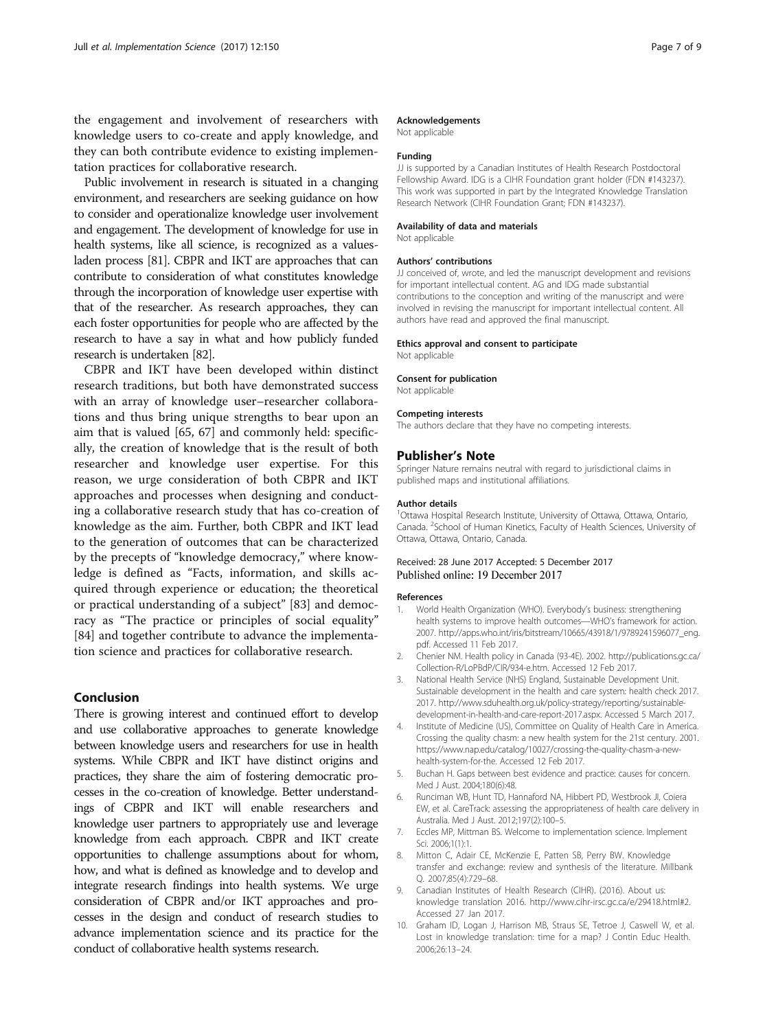the engagement and involvement of researchers with knowledge users to co-create and apply knowledge, and they can both contribute evidence to existing implementation practices for collaborative research.

Public involvement in research is situated in a changing environment, and researchers are seeking guidance on how to consider and operationalize knowledge user involvement and engagement. The development of knowledge for use in health systems, like all science, is recognized as a values-laden process [81]. CBPR and IKT are approaches that can contribute to consideration of what constitutes knowledge through the incorporation of knowledge user expertise with that of the researcher. As research approaches, they can each foster opportunities for people who are affected by the research to have a say in what and how publicly funded research is undertaken [82].

CBPR and IKT have been developed within distinct research traditions, but both have demonstrated success with an array of knowledge user–researcher collaborations and thus bring unique strengths to bear upon an aim that is valued [65, 67] and commonly held: specifically, the creation of knowledge that is the result of both researcher and knowledge user expertise. For this reason, we urge consideration of both CBPR and IKT approaches and processes when designing and conducting a collaborative research study that has co-creation of knowledge as the aim. Further, both CBPR and IKT lead to the generation of outcomes that can be characterized by the precepts of "knowledge democracy," where knowledge is defined as "Facts, information, and skills acquired through experience or education; the theoretical or practical understanding of a subject" [83] and democracy as "The practice or principles of social equality" [84] and together contribute to advance the implementation science and practices for collaborative research.

## Conclusion

There is growing interest and continued effort to develop and use collaborative approaches to generate knowledge between knowledge users and researchers for use in health systems. While CBPR and IKT have distinct origins and practices, they share the aim of fostering democratic processes in the co-creation of knowledge. Better understandings of CBPR and IKT will enable researchers and knowledge user partners to appropriately use and leverage knowledge from each approach. CBPR and IKT create opportunities to challenge assumptions about for whom, how, and what is defined as knowledge and to develop and integrate research findings into health systems. We urge consideration of CBPR and/or IKT approaches and processes in the design and conduct of research studies to advance implementation science and its practice for the conduct of collaborative health systems research.

#### Acknowledgements
Not applicable

#### Funding
JJ is supported by a Canadian Institutes of Health Research Postdoctoral Fellowship Award. IDG is a CIHR Foundation grant holder (FDN #143237). This work was supported in part by the Integrated Knowledge Translation Research Network (CIHR Foundation Grant; FDN #143237).

#### Availability of data and materials
Not applicable

#### Authors' contributions
JJ conceived of, wrote, and led the manuscript development and revisions for important intellectual content. AG and IDG made substantial contributions to the conception and writing of the manuscript and were involved in revising the manuscript for important intellectual content. All authors have read and approved the final manuscript.

#### Ethics approval and consent to participate
Not applicable

#### Consent for publication
Not applicable

#### Competing interests
The authors declare that they have no competing interests.

## Publisher's Note

Springer Nature remains neutral with regard to jurisdictional claims in published maps and institutional affiliations.

#### Author details
[1]Ottawa Hospital Research Institute, University of Ottawa, Ottawa, Ontario, Canada. [2]School of Human Kinetics, Faculty of Health Sciences, University of Ottawa, Ottawa, Ontario, Canada.

Received: 28 June 2017 Accepted: 5 December 2017
Published online: 19 December 2017

#### References

1. World Health Organization (WHO). Everybody's business: strengthening health systems to improve health outcomes—WHO's framework for action. 2007. http://apps.who.int/iris/bitstream/10665/43918/1/9789241596077_eng.pdf. Accessed 11 Feb 2017.
2. Chenier NM. Health policy in Canada (93-4E). 2002. http://publications.gc.ca/Collection-R/LoPBdP/CIR/934-e.htm. Accessed 12 Feb 2017.
3. National Health Service (NHS) England, Sustainable Development Unit. Sustainable development in the health and care system: health check 2017. 2017. http://www.sduhealth.org.uk/policy-strategy/reporting/sustainable-development-in-health-and-care-report-2017.aspx. Accessed 5 March 2017.
4. Institute of Medicine (US), Committee on Quality of Health Care in America. Crossing the quality chasm: a new health system for the 21st century. 2001. https://www.nap.edu/catalog/10027/crossing-the-quality-chasm-a-new-health-system-for-the. Accessed 12 Feb 2017.
5. Buchan H. Gaps between best evidence and practice: causes for concern. Med J Aust. 2004;180(6):48.
6. Runciman WB, Hunt TD, Hannaford NA, Hibbert PD, Westbrook JI, Coiera EW, et al. CareTrack: assessing the appropriateness of health care delivery in Australia. Med J Aust. 2012;197(2):100–5.
7. Eccles MP, Mittman BS. Welcome to implementation science. Implement Sci. 2006;1(1):1.
8. Mitton C, Adair CE, McKenzie E, Patten SB, Perry BW. Knowledge transfer and exchange: review and synthesis of the literature. Millbank Q. 2007;85(4):729–68.
9. Canadian Institutes of Health Research (CIHR). (2016). About us: knowledge translation 2016. http://www.cihr-irsc.gc.ca/e/29418.html#2. Accessed 27 Jan 2017.
10. Graham ID, Logan J, Harrison MB, Straus SE, Tetroe J, Caswell W, et al. Lost in knowledge translation: time for a map? J Contin Educ Health. 2006;26:13–24.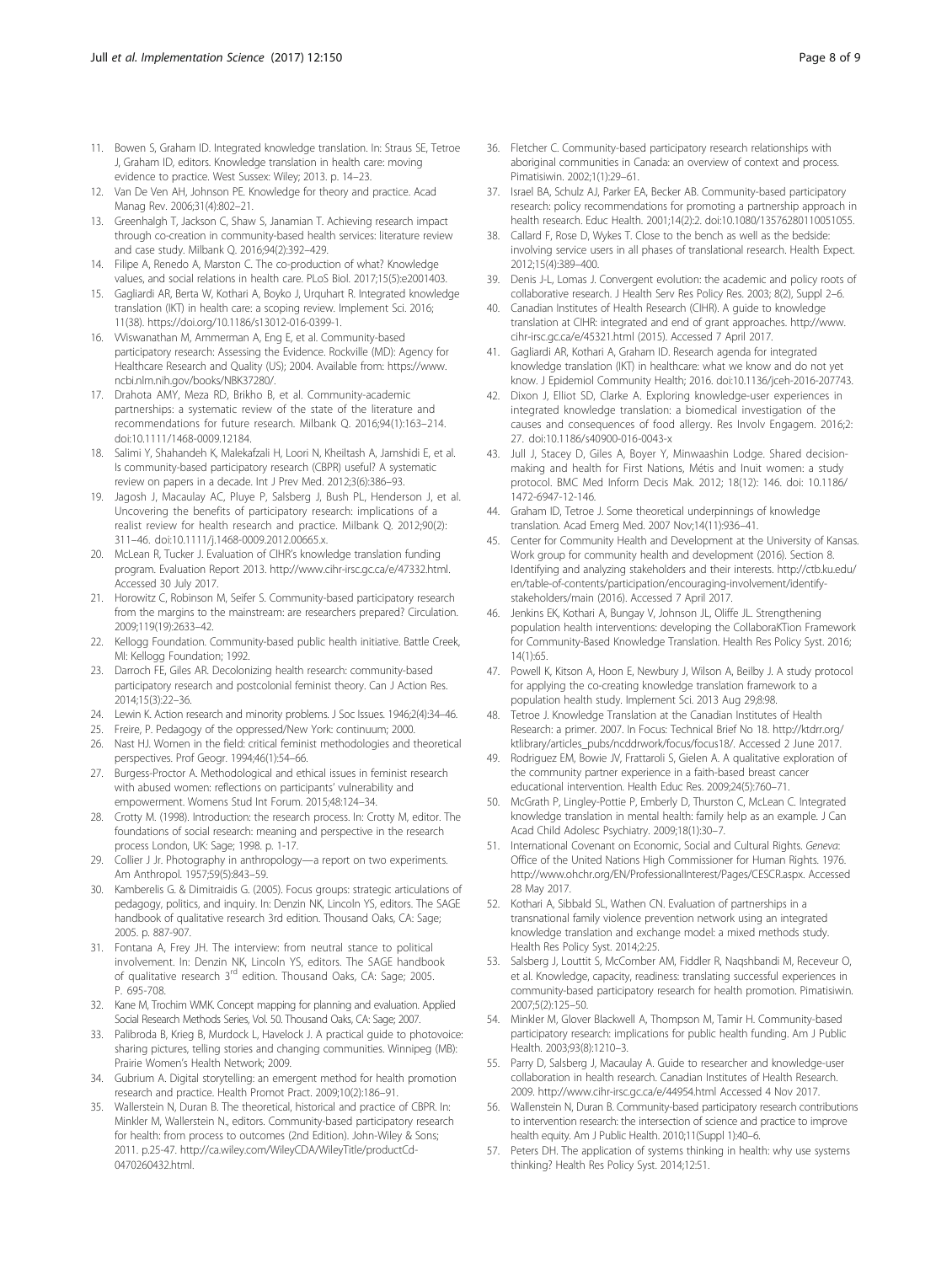11. Bowen S, Graham ID. Integrated knowledge translation. In: Straus SE, Tetroe J, Graham ID, editors. Knowledge translation in health care: moving evidence to practice. West Sussex: Wiley; 2013. p. 14–23.
12. Van De Ven AH, Johnson PE. Knowledge for theory and practice. Acad Manag Rev. 2006;31(4):802–21.
13. Greenhalgh T, Jackson C, Shaw S, Janamian T. Achieving research impact through co-creation in community-based health services: literature review and case study. Milbank Q. 2016;94(2):392–429.
14. Filipe A, Renedo A, Marston C. The co-production of what? Knowledge values, and social relations in health care. PLoS Biol. 2017;15(5):e2001403.
15. Gagliardi AR, Berta W, Kothari A, Boyko J, Urquhart R. Integrated knowledge translation (IKT) in health care: a scoping review. Implement Sci. 2016; 11(38). https://doi.org/10.1186/s13012-016-0399-1.
16. Viswanathan M, Ammerman A, Eng E, et al. Community-based participatory research: Assessing the Evidence. Rockville (MD): Agency for Healthcare Research and Quality (US); 2004. Available from: https://www.ncbi.nlm.nih.gov/books/NBK37280/.
17. Drahota AMY, Meza RD, Brikho B, et al. Community-academic partnerships: a systematic review of the state of the literature and recommendations for future research. Milbank Q. 2016;94(1):163–214. doi:10.1111/1468-0009.12184.
18. Salimi Y, Shahandeh K, Malekafzali H, Loori N, Kheiltash A, Jamshidi E, et al. Is community-based participatory research (CBPR) useful? A systematic review on papers in a decade. Int J Prev Med. 2012;3(6):386–93.
19. Jagosh J, Macaulay AC, Pluye P, Salsberg J, Bush PL, Henderson J, et al. Uncovering the benefits of participatory research: implications of a realist review for health research and practice. Milbank Q. 2012;90(2): 311–46. doi:10.1111/j.1468-0009.2012.00665.x.
20. McLean R, Tucker J. Evaluation of CIHR's knowledge translation funding program. Evaluation Report 2013. http://www.cihr-irsc.gc.ca/e/47332.html. Accessed 30 July 2017.
21. Horowitz C, Robinson M, Seifer S. Community-based participatory research from the margins to the mainstream: are researchers prepared? Circulation. 2009;119(19):2633–42.
22. Kellogg Foundation. Community-based public health initiative. Battle Creek, MI: Kellogg Foundation; 1992.
23. Darroch FE, Giles AR. Decolonizing health research: community-based participatory research and postcolonial feminist theory. Can J Action Res. 2014;15(3):22–36.
24. Lewin K. Action research and minority problems. J Soc Issues. 1946;2(4):34–46.
25. Freire, P. Pedagogy of the oppressed/New York: continuum; 2000.
26. Nast HJ. Women in the field: critical feminist methodologies and theoretical perspectives. Prof Geogr. 1994;46(1):54–66.
27. Burgess-Proctor A. Methodological and ethical issues in feminist research with abused women: reflections on participants' vulnerability and empowerment. Womens Stud Int Forum. 2015;48:124–34.
28. Crotty M. (1998). Introduction: the research process. In: Crotty M, editor. The foundations of social research: meaning and perspective in the research process London, UK: Sage; 1998. p. 1-17.
29. Collier J Jr. Photography in anthropology—a report on two experiments. Am Anthropol. 1957;59(5):843–59.
30. Kamberelis G. & Dimitraidis G. (2005). Focus groups: strategic articulations of pedagogy, politics, and inquiry. In: Denzin NK, Lincoln YS, editors. The SAGE handbook of qualitative research 3rd edition. Thousand Oaks, CA: Sage; 2005. p. 887-907.
31. Fontana A, Frey JH. The interview: from neutral stance to political involvement. In: Denzin NK, Lincoln YS, editors. The SAGE handbook of qualitative research 3rd edition. Thousand Oaks, CA: Sage; 2005. P. 695-708.
32. Kane M, Trochim WMK. Concept mapping for planning and evaluation. Applied Social Research Methods Series, Vol. 50. Thousand Oaks, CA: Sage; 2007.
33. Palibroda B, Krieg B, Murdock L, Havelock J. A practical guide to photovoice: sharing pictures, telling stories and changing communities. Winnipeg (MB): Prairie Women's Health Network; 2009.
34. Gubrium A. Digital storytelling: an emergent method for health promotion research and practice. Health Promot Pract. 2009;10(2):186–91.
35. Wallerstein N, Duran B. The theoretical, historical and practice of CBPR. In: Minkler M, Wallerstein N., editors. Community-based participatory research for health: from process to outcomes (2nd Edition). John-Wiley & Sons; 2011. p.25-47. http://ca.wiley.com/WileyCDA/WileyTitle/productCd-0470260432.html.
36. Fletcher C. Community-based participatory research relationships with aboriginal communities in Canada: an overview of context and process. Pimatisiwin. 2002;1(1):29–61.
37. Israel BA, Schulz AJ, Parker EA, Becker AB. Community-based participatory research: policy recommendations for promoting a partnership approach in health research. Educ Health. 2001;14(2):2. doi:10.1080/13576280110051055.
38. Callard F, Rose D, Wykes T. Close to the bench as well as the bedside: involving service users in all phases of translational research. Health Expect. 2012;15(4):389–400.
39. Denis J-L, Lomas J. Convergent evolution: the academic and policy roots of collaborative research. J Health Serv Res Policy Res. 2003; 8(2), Suppl 2–6.
40. Canadian Institutes of Health Research (CIHR). A guide to knowledge translation at CIHR: integrated and end of grant approaches. http://www.cihr-irsc.gc.ca/e/45321.html (2015). Accessed 7 April 2017.
41. Gagliardi AR, Kothari A, Graham ID. Research agenda for integrated knowledge translation (IKT) in healthcare: what we know and do not yet know. J Epidemiol Community Health; 2016. doi:10.1136/jceh-2016-207743.
42. Dixon J, Elliot SD, Clarke A. Exploring knowledge-user experiences in integrated knowledge translation: a biomedical investigation of the causes and consequences of food allergy. Res Involv Engagem. 2016;2: 27. doi:10.1186/s40900-016-0043-x
43. Jull J, Stacey D, Giles A, Boyer Y, Minwaashin Lodge. Shared decision-making and health for First Nations, Métis and Inuit women: a study protocol. BMC Med Inform Decis Mak. 2012; 18(12): 146. doi: 10.1186/1472-6947-12-146.
44. Graham ID, Tetroe J. Some theoretical underpinnings of knowledge translation. Acad Emerg Med. 2007 Nov;14(11):936–41.
45. Center for Community Health and Development at the University of Kansas. Work group for community health and development (2016). Section 8. Identifying and analyzing stakeholders and their interests. http://ctb.ku.edu/en/table-of-contents/participation/encouraging-involvement/identify-stakeholders/main (2016). Accessed 7 April 2017.
46. Jenkins EK, Kothari A, Bungay V, Johnson JL, Oliffe JL. Strengthening population health interventions: developing the CollaboraKTion Framework for Community-Based Knowledge Translation. Health Res Policy Syst. 2016; 14(1):65.
47. Powell K, Kitson A, Hoon E, Newbury J, Wilson A, Beilby J. A study protocol for applying the co-creating knowledge translation framework to a population health study. Implement Sci. 2013 Aug 29;8:98.
48. Tetroe J. Knowledge Translation at the Canadian Institutes of Health Research: a primer. 2007. In Focus: Technical Brief No 18. http://ktdrr.org/ktlibrary/articles_pubs/ncddrwork/focus/focus18/. Accessed 2 June 2017.
49. Rodriguez EM, Bowie JV, Frattaroli S, Gielen A. A qualitative exploration of the community partner experience in a faith-based breast cancer educational intervention. Health Educ Res. 2009;24(5):760–71.
50. McGrath P, Lingley-Pottie P, Emberly D, Thurston C, McLean C. Integrated knowledge translation in mental health: family help as an example. J Can Acad Child Adolesc Psychiatry. 2009;18(1):30–7.
51. International Covenant on Economic, Social and Cultural Rights. *Geneva*: Office of the United Nations High Commissioner for Human Rights. 1976. http://www.ohchr.org/EN/ProfessionalInterest/Pages/CESCR.aspx. Accessed 28 May 2017.
52. Kothari A, Sibbald SL, Wathen CN. Evaluation of partnerships in a transnational family violence prevention network using an integrated knowledge translation and exchange model: a mixed methods study. Health Res Policy Syst. 2014;2:25.
53. Salsberg J, Louttit S, McComber AM, Fiddler R, Naqshbandi M, Receveur O, et al. Knowledge, capacity, readiness: translating successful experiences in community-based participatory research for health promotion. Pimatisiwin. 2007;5(2):125–50.
54. Minkler M, Glover Blackwell A, Thompson M, Tamir H. Community-based participatory research: implications for public health funding. Am J Public Health. 2003;93(8):1210–3.
55. Parry D, Salsberg J, Macaulay A. Guide to researcher and knowledge-user collaboration in health research. Canadian Institutes of Health Research. 2009. http://www.cihr-irsc.gc.ca/e/44954.html Accessed 4 Nov 2017.
56. Wallenstein N, Duran B. Community-based participatory research contributions to intervention research: the intersection of science and practice to improve health equity. Am J Public Health. 2010;11(Suppl 1):40–6.
57. Peters DH. The application of systems thinking in health: why use systems thinking? Health Res Policy Syst. 2014;12:51.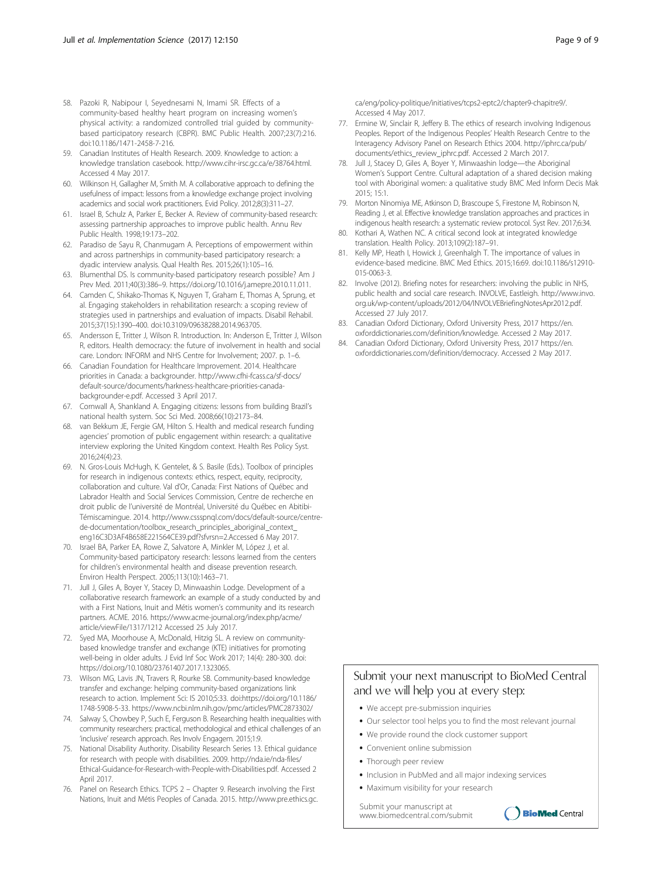58. Pazoki R, Nabipour I, Seyednesami N, Imami SR. Effects of a community-based healthy heart program on increasing women's physical activity: a randomized controlled trial guided by community-based participatory research (CBPR). BMC Public Health. 2007;23(7):216. doi:10.1186/1471-2458-7-216.
59. Canadian Institutes of Health Research. 2009. Knowledge to action: a knowledge translation casebook. http://www.cihr-irsc.gc.ca/e/38764.html. Accessed 4 May 2017.
60. Wilkinson H, Gallagher M, Smith M. A collaborative approach to defining the usefulness of impact: lessons from a knowledge exchange project involving academics and social work practitioners. Evid Policy. 2012;8(3):311–27.
61. Israel B, Schulz A, Parker E, Becker A. Review of community-based research: assessing partnership approaches to improve public health. Annu Rev Public Health. 1998;19:173–202.
62. Paradiso de Sayu R, Chanmugam A. Perceptions of empowerment within and across partnerships in community-based participatory research: a dyadic interview analysis. Qual Health Res. 2015;26(1):105–16.
63. Blumenthal DS. Is community-based participatory research possible? Am J Prev Med. 2011;40(3):386–9. https://doi.org/10.1016/j.amepre.2010.11.011.
64. Camden C, Shikako-Thomas K, Nguyen T, Graham E, Thomas A, Sprung, et al. Engaging stakeholders in rehabilitation research: a scoping review of strategies used in partnerships and evaluation of impacts. Disabil Rehabil. 2015;37(15):1390–400. doi:10.3109/09638288.2014.963705.
65. Andersson E, Tritter J, Wilson R. Introduction. In: Anderson E, Tritter J, Wilson R, editors. Health democracy: the future of involvement in health and social care. London: INFORM and NHS Centre for Involvement; 2007. p. 1–6.
66. Canadian Foundation for Healthcare Improvement. 2014. Healthcare priorities in Canada: a backgrounder. http://www.cfhi-fcass.ca/sf-docs/default-source/documents/harkness-healthcare-priorities-canada-backgrounder-e.pdf. Accessed 3 April 2017.
67. Cornwall A, Shankland A. Engaging citizens: lessons from building Brazil's national health system. Soc Sci Med. 2008;66(10):2173–84.
68. van Bekkum JE, Fergie GM, Hilton S. Health and medical research funding agencies' promotion of public engagement within research: a qualitative interview exploring the United Kingdom context. Health Res Policy Syst. 2016;24(4):23.
69. N. Gros-Louis McHugh, K. Gentelet, & S. Basile (Eds.). Toolbox of principles for research in indigenous contexts: ethics, respect, equity, reciprocity, collaboration and culture. Val d'Or, Canada: First Nations of Québec and Labrador Health and Social Services Commission, Centre de recherche en droit public de l'université de Montréal, Université du Québec en Abitibi-Témiscamingue. 2014. http://www.cssspnql.com/docs/default-source/centre-de-documentation/toolbox_research_principles_aboriginal_context_eng16C3D3AF4B658E221564CE39.pdf?sfvrsn=2.Accessed 6 May 2017.
70. Israel BA, Parker EA, Rowe Z, Salvatore A, Minkler M, López J, et al. Community-based participatory research: lessons learned from the centers for children's environmental health and disease prevention research. Environ Health Perspect. 2005;113(10):1463–71.
71. Jull J, Giles A, Boyer Y, Stacey D, Minwaashin Lodge. Development of a collaborative research framework: an example of a study conducted by and with a First Nations, Inuit and Métis women's community and its research partners. ACME. 2016. https://www.acme-journal.org/index.php/acme/article/viewFile/1317/1212 Accessed 25 July 2017.
72. Syed MA, Moorhouse A, McDonald, Hitzig SL. A review on community-based knowledge transfer and exchange (KTE) initiatives for promoting well-being in older adults. J Evid Inf Soc Work 2017; 14(4): 280-300. doi: https://doi.org/10.1080/23761407.2017.1323065.
73. Wilson MG, Lavis JN, Travers R, Rourke SB. Community-based knowledge transfer and exchange: helping community-based organizations link research to action. Implement Sci: IS 2010;5:33. doi:https://doi.org/10.1186/1748-5908-5-33. https://www.ncbi.nlm.nih.gov/pmc/articles/PMC2873302/
74. Salway S, Chowbey P, Such E, Ferguson B. Researching health inequalities with community researchers: practical, methodological and ethical challenges of an 'inclusive' research approach. Res Involv Engagem. 2015;1:9.
75. National Disability Authority. Disability Research Series 13. Ethical guidance for research with people with disabilities. 2009. http://nda.ie/nda-files/Ethical-Guidance-for-Research-with-People-with-Disabilities.pdf. Accessed 2 April 2017.
76. Panel on Research Ethics. TCPS 2 – Chapter 9. Research involving the First Nations, Inuit and Métis Peoples of Canada. 2015. http://www.pre.ethics.gc.ca/eng/policy-politique/initiatives/tcps2-eptc2/chapter9-chapitre9/. Accessed 4 May 2017.
77. Ermine W, Sinclair R, Jeffery B. The ethics of research involving Indigenous Peoples. Report of the Indigenous Peoples' Health Research Centre to the Interagency Advisory Panel on Research Ethics 2004. http://iphrc.ca/pub/documents/ethics_review_iphrc.pdf. Accessed 2 March 2017.
78. Jull J, Stacey D, Giles A, Boyer Y, Minwaashin lodge—the Aboriginal Women's Support Centre. Cultural adaptation of a shared decision making tool with Aboriginal women: a qualitative study BMC Med Inform Decis Mak 2015; 15:1.
79. Morton Ninomiya ME, Atkinson D, Brascoupe S, Firestone M, Robinson N, Reading J, et al. Effective knowledge translation approaches and practices in indigenous health research: a systematic review protocol. Syst Rev. 2017;6:34.
80. Kothari A, Wathen NC. A critical second look at integrated knowledge translation. Health Policy. 2013;109(2):187–91.
81. Kelly MP, Heath I, Howick J, Greenhalgh T. The importance of values in evidence-based medicine. BMC Med Ethics. 2015;16:69. doi:10.1186/s12910-015-0063-3.
82. Involve (2012). Briefing notes for researchers: involving the public in NHS, public health and social care research. INVOLVE, Eastleigh. http://www.invo.org.uk/wp-content/uploads/2012/04/INVOLVEBriefingNotesApr2012.pdf. Accessed 27 July 2017.
83. Canadian Oxford Dictionary, Oxford University Press, 2017 https://en.oxforddictionaries.com/definition/knowledge. Accessed 2 May 2017.
84. Canadian Oxford Dictionary, Oxford University Press, 2017 https://en.oxforddictionaries.com/definition/democracy. Accessed 2 May 2017.

Submit your next manuscript to BioMed Central and we will help you at every step:

- We accept pre-submission inquiries
- Our selector tool helps you to find the most relevant journal
- We provide round the clock customer support
- Convenient online submission
- Thorough peer review
- Inclusion in PubMed and all major indexing services
- Maximum visibility for your research

Submit your manuscript at www.biomedcentral.com/submit

BioMed Central